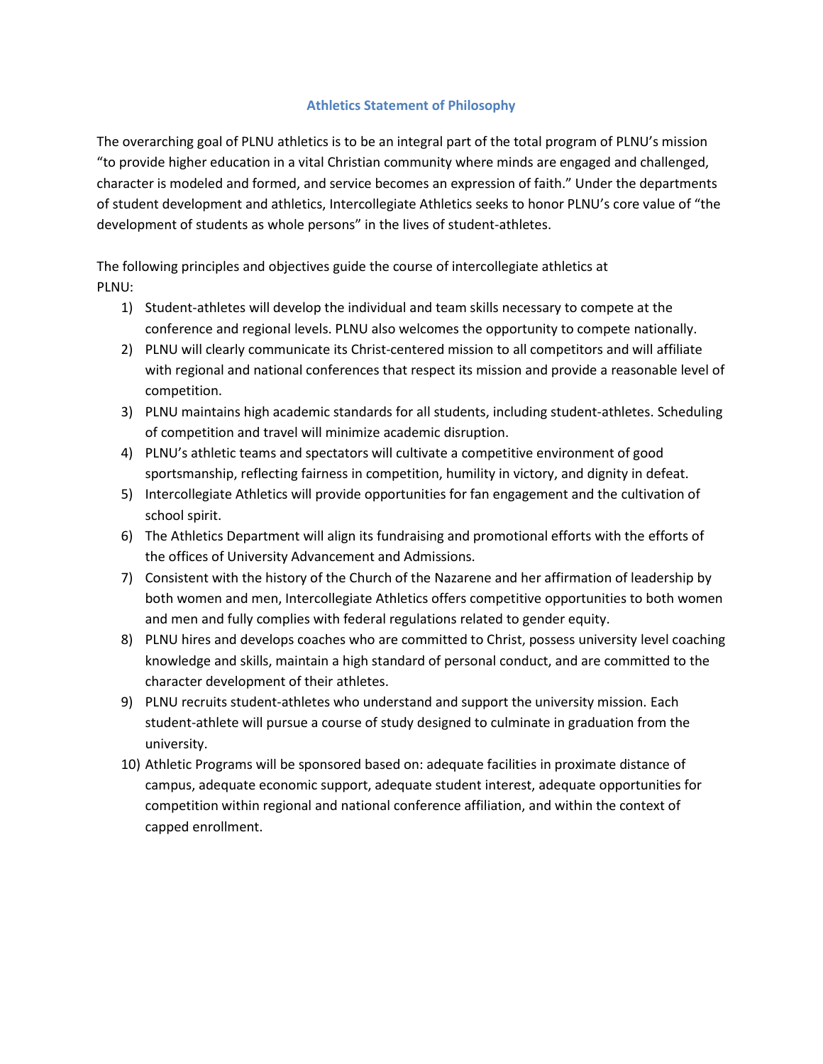## Athletics Statement of Philosophy

The overarching goal of PLNU athletics is to be an integral part of the total program of PLNU's mission "to provide higher education in a vital Christian community where minds are engaged and challenged, character is modeled and formed, and service becomes an expression of faith." Under the departments of student development and athletics, Intercollegiate Athletics seeks to honor PLNU's core value of "the development of students as whole persons" in the lives of student-athletes.

The following principles and objectives guide the course of intercollegiate athletics at PLNU:

1) Student-athletes will develop the individual and team skills necessary to compete at the conference and regional levels. PLNU also welcomes the opportunity to compete nationally.
2) PLNU will clearly communicate its Christ-centered mission to all competitors and will affiliate with regional and national conferences that respect its mission and provide a reasonable level of competition.
3) PLNU maintains high academic standards for all students, including student-athletes. Scheduling of competition and travel will minimize academic disruption.
4) PLNU's athletic teams and spectators will cultivate a competitive environment of good sportsmanship, reflecting fairness in competition, humility in victory, and dignity in defeat.
5) Intercollegiate Athletics will provide opportunities for fan engagement and the cultivation of school spirit.
6) The Athletics Department will align its fundraising and promotional efforts with the efforts of the offices of University Advancement and Admissions.
7) Consistent with the history of the Church of the Nazarene and her affirmation of leadership by both women and men, Intercollegiate Athletics offers competitive opportunities to both women and men and fully complies with federal regulations related to gender equity.
8) PLNU hires and develops coaches who are committed to Christ, possess university level coaching knowledge and skills, maintain a high standard of personal conduct, and are committed to the character development of their athletes.
9) PLNU recruits student-athletes who understand and support the university mission. Each student-athlete will pursue a course of study designed to culminate in graduation from the university.
10) Athletic Programs will be sponsored based on: adequate facilities in proximate distance of campus, adequate economic support, adequate student interest, adequate opportunities for competition within regional and national conference affiliation, and within the context of capped enrollment.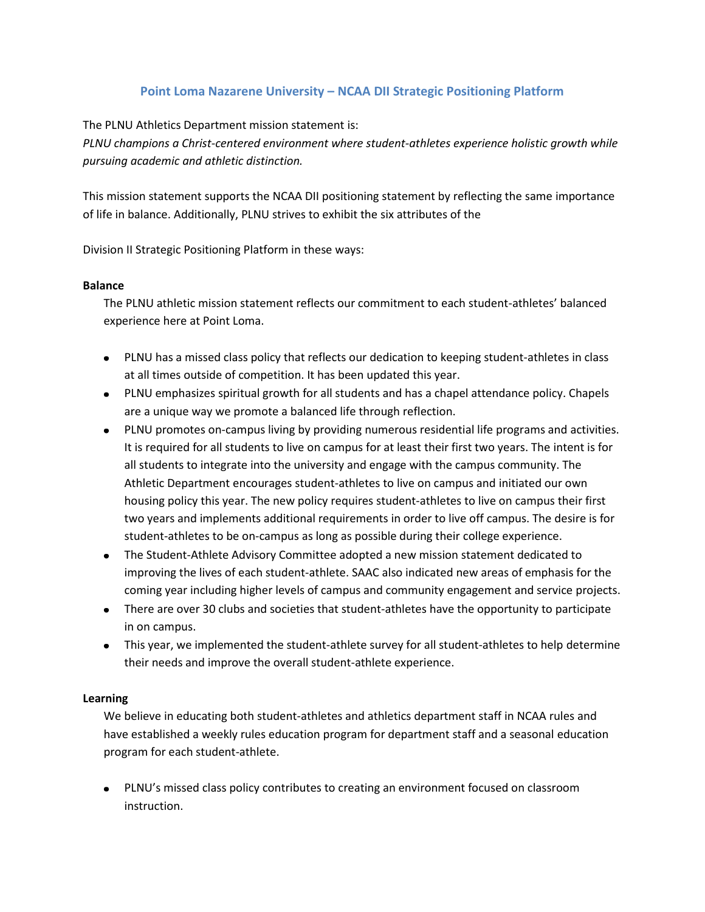## Point Loma Nazarene University – NCAA DII Strategic Positioning Platform

The PLNU Athletics Department mission statement is:

*PLNU champions a Christ-centered environment where student-athletes experience holistic growth while pursuing academic and athletic distinction.*

This mission statement supports the NCAA DII positioning statement by reflecting the same importance of life in balance. Additionally, PLNU strives to exhibit the six attributes of the

Division II Strategic Positioning Platform in these ways:

**Balance**

The PLNU athletic mission statement reflects our commitment to each student-athletes' balanced experience here at Point Loma.

- PLNU has a missed class policy that reflects our dedication to keeping student-athletes in class at all times outside of competition. It has been updated this year.
- PLNU emphasizes spiritual growth for all students and has a chapel attendance policy. Chapels are a unique way we promote a balanced life through reflection.
- PLNU promotes on-campus living by providing numerous residential life programs and activities. It is required for all students to live on campus for at least their first two years. The intent is for all students to integrate into the university and engage with the campus community. The Athletic Department encourages student-athletes to live on campus and initiated our own housing policy this year. The new policy requires student-athletes to live on campus their first two years and implements additional requirements in order to live off campus. The desire is for student-athletes to be on-campus as long as possible during their college experience.
- The Student-Athlete Advisory Committee adopted a new mission statement dedicated to improving the lives of each student-athlete. SAAC also indicated new areas of emphasis for the coming year including higher levels of campus and community engagement and service projects.
- There are over 30 clubs and societies that student-athletes have the opportunity to participate in on campus.
- This year, we implemented the student-athlete survey for all student-athletes to help determine their needs and improve the overall student-athlete experience.

**Learning**

We believe in educating both student-athletes and athletics department staff in NCAA rules and have established a weekly rules education program for department staff and a seasonal education program for each student-athlete.

- PLNU's missed class policy contributes to creating an environment focused on classroom instruction.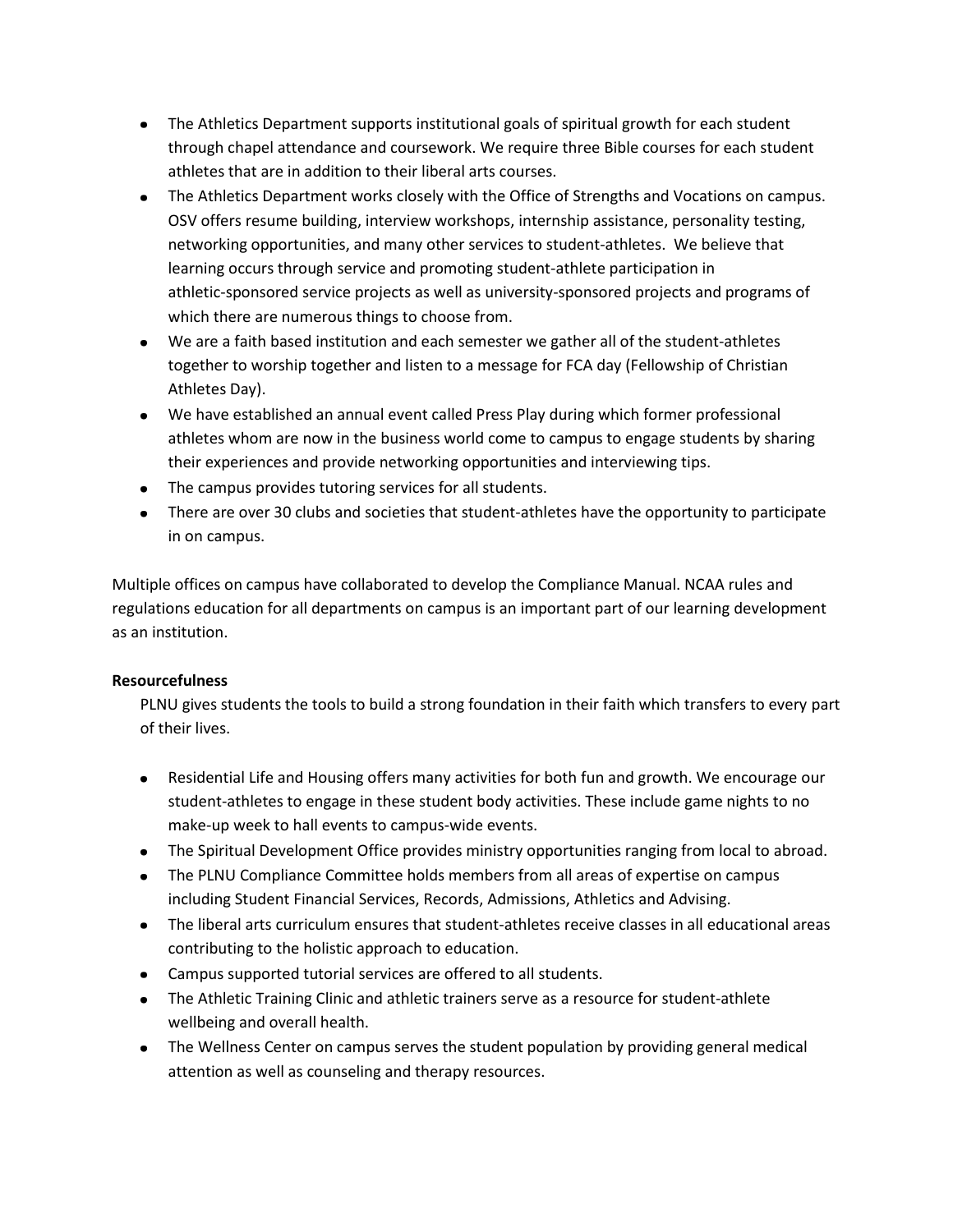- The Athletics Department supports institutional goals of spiritual growth for each student through chapel attendance and coursework. We require three Bible courses for each student athletes that are in addition to their liberal arts courses.
- The Athletics Department works closely with the Office of Strengths and Vocations on campus. OSV offers resume building, interview workshops, internship assistance, personality testing, networking opportunities, and many other services to student-athletes. We believe that learning occurs through service and promoting student-athlete participation in athletic-sponsored service projects as well as university-sponsored projects and programs of which there are numerous things to choose from.
- We are a faith based institution and each semester we gather all of the student-athletes together to worship together and listen to a message for FCA day (Fellowship of Christian Athletes Day).
- We have established an annual event called Press Play during which former professional athletes whom are now in the business world come to campus to engage students by sharing their experiences and provide networking opportunities and interviewing tips.
- The campus provides tutoring services for all students.
- There are over 30 clubs and societies that student-athletes have the opportunity to participate in on campus.

Multiple offices on campus have collaborated to develop the Compliance Manual. NCAA rules and regulations education for all departments on campus is an important part of our learning development as an institution.

**Resourcefulness**

PLNU gives students the tools to build a strong foundation in their faith which transfers to every part of their lives.

- Residential Life and Housing offers many activities for both fun and growth. We encourage our student-athletes to engage in these student body activities. These include game nights to no make-up week to hall events to campus-wide events.
- The Spiritual Development Office provides ministry opportunities ranging from local to abroad.
- The PLNU Compliance Committee holds members from all areas of expertise on campus including Student Financial Services, Records, Admissions, Athletics and Advising.
- The liberal arts curriculum ensures that student-athletes receive classes in all educational areas contributing to the holistic approach to education.
- Campus supported tutorial services are offered to all students.
- The Athletic Training Clinic and athletic trainers serve as a resource for student-athlete wellbeing and overall health.
- The Wellness Center on campus serves the student population by providing general medical attention as well as counseling and therapy resources.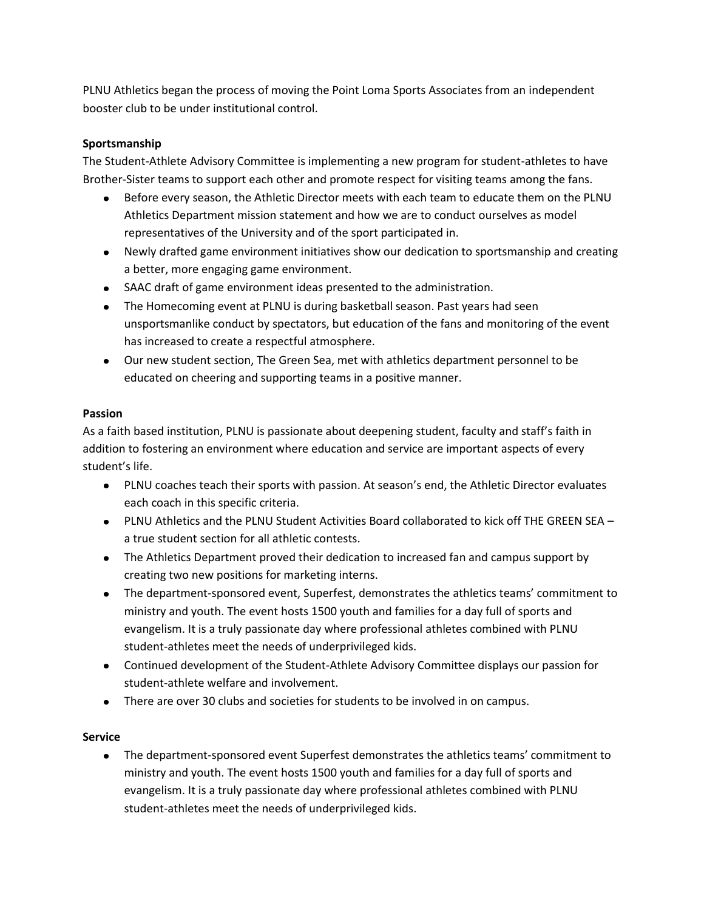PLNU Athletics began the process of moving the Point Loma Sports Associates from an independent booster club to be under institutional control.

**Sportsmanship**

The Student-Athlete Advisory Committee is implementing a new program for student-athletes to have Brother-Sister teams to support each other and promote respect for visiting teams among the fans.

- Before every season, the Athletic Director meets with each team to educate them on the PLNU Athletics Department mission statement and how we are to conduct ourselves as model representatives of the University and of the sport participated in.
- Newly drafted game environment initiatives show our dedication to sportsmanship and creating a better, more engaging game environment.
- SAAC draft of game environment ideas presented to the administration.
- The Homecoming event at PLNU is during basketball season. Past years had seen unsportsmanlike conduct by spectators, but education of the fans and monitoring of the event has increased to create a respectful atmosphere.
- Our new student section, The Green Sea, met with athletics department personnel to be educated on cheering and supporting teams in a positive manner.

**Passion**

As a faith based institution, PLNU is passionate about deepening student, faculty and staff's faith in addition to fostering an environment where education and service are important aspects of every student's life.

- PLNU coaches teach their sports with passion. At season's end, the Athletic Director evaluates each coach in this specific criteria.
- PLNU Athletics and the PLNU Student Activities Board collaborated to kick off THE GREEN SEA – a true student section for all athletic contests.
- The Athletics Department proved their dedication to increased fan and campus support by creating two new positions for marketing interns.
- The department-sponsored event, Superfest, demonstrates the athletics teams' commitment to ministry and youth. The event hosts 1500 youth and families for a day full of sports and evangelism. It is a truly passionate day where professional athletes combined with PLNU student-athletes meet the needs of underprivileged kids.
- Continued development of the Student-Athlete Advisory Committee displays our passion for student-athlete welfare and involvement.
- There are over 30 clubs and societies for students to be involved in on campus.

**Service**

- The department-sponsored event Superfest demonstrates the athletics teams' commitment to ministry and youth. The event hosts 1500 youth and families for a day full of sports and evangelism. It is a truly passionate day where professional athletes combined with PLNU student-athletes meet the needs of underprivileged kids.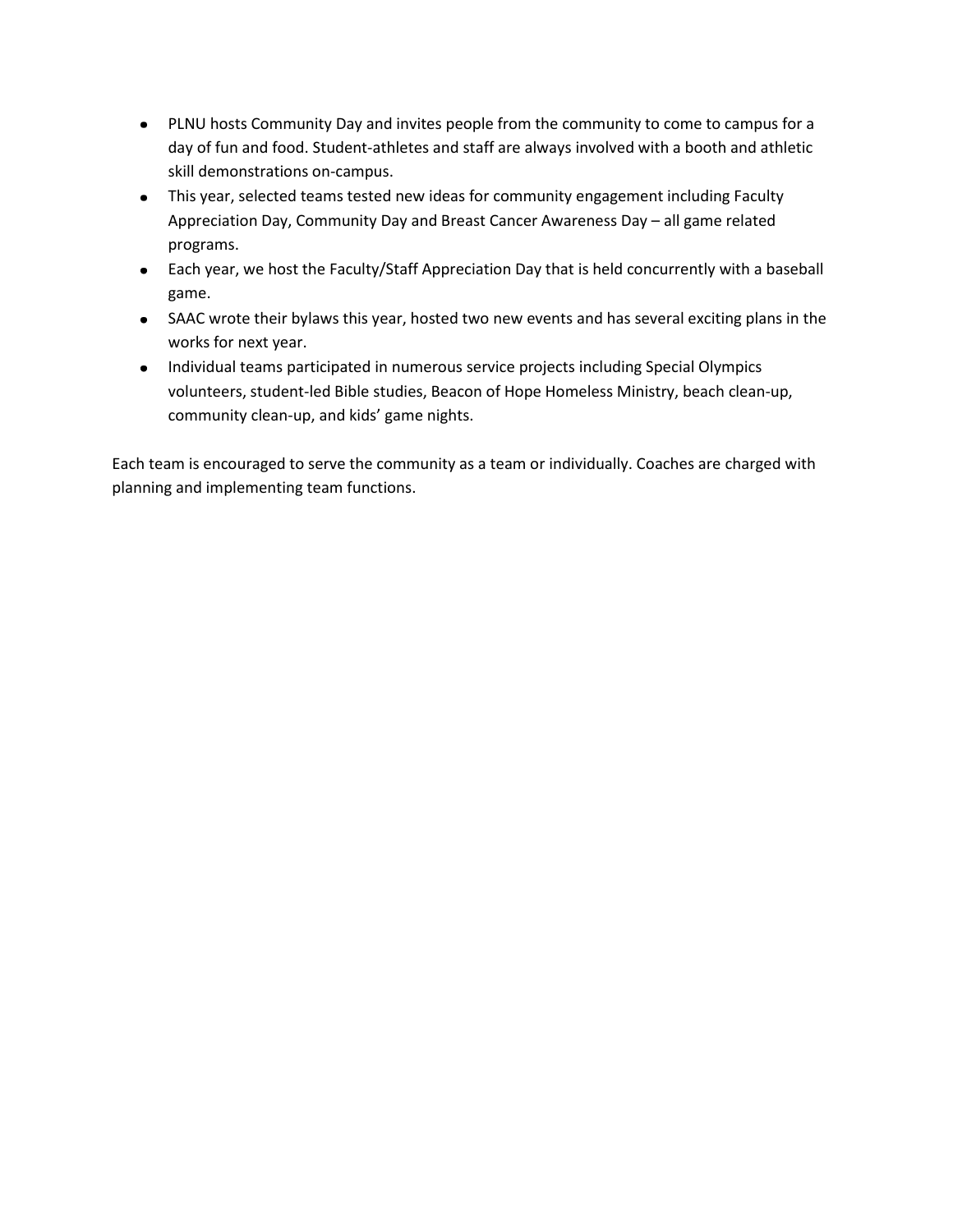- PLNU hosts Community Day and invites people from the community to come to campus for a day of fun and food. Student-athletes and staff are always involved with a booth and athletic skill demonstrations on-campus.
- This year, selected teams tested new ideas for community engagement including Faculty Appreciation Day, Community Day and Breast Cancer Awareness Day – all game related programs.
- Each year, we host the Faculty/Staff Appreciation Day that is held concurrently with a baseball game.
- SAAC wrote their bylaws this year, hosted two new events and has several exciting plans in the works for next year.
- Individual teams participated in numerous service projects including Special Olympics volunteers, student-led Bible studies, Beacon of Hope Homeless Ministry, beach clean-up, community clean-up, and kids' game nights.

Each team is encouraged to serve the community as a team or individually. Coaches are charged with planning and implementing team functions.